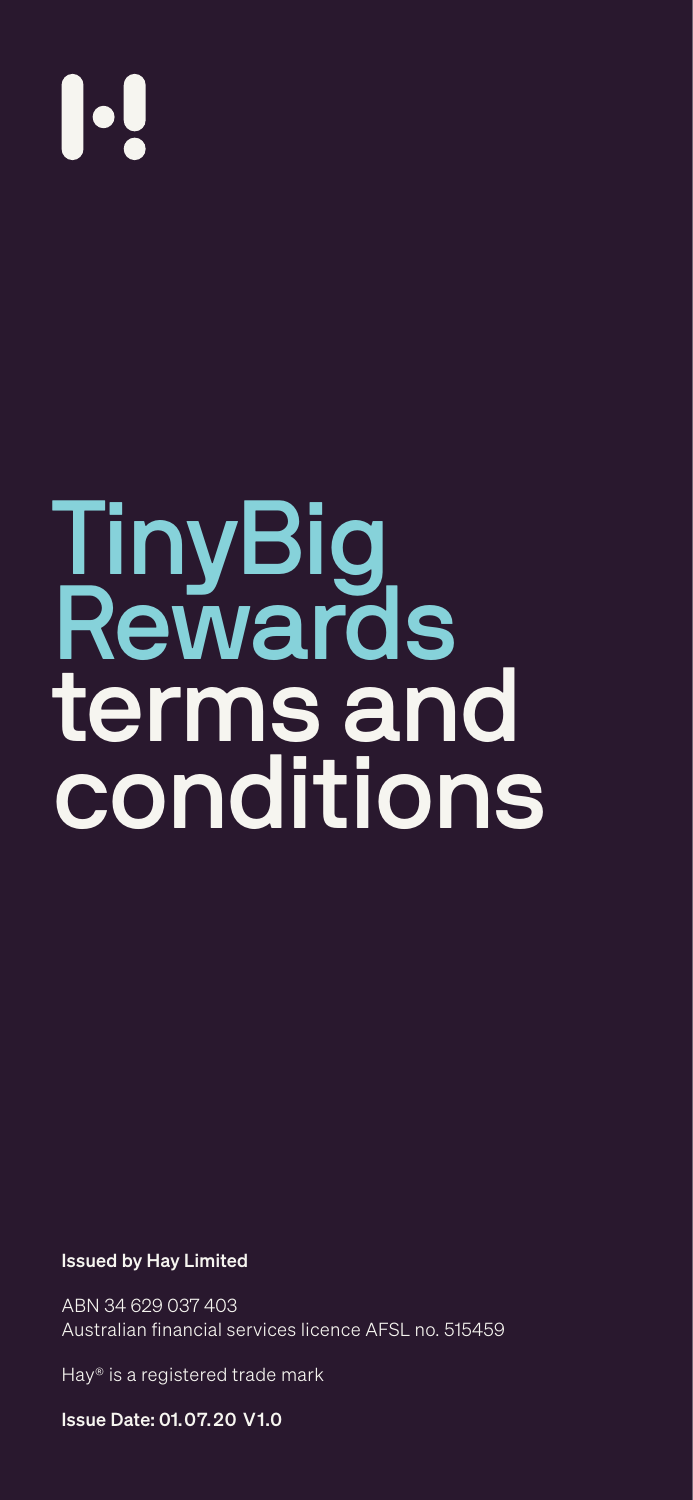# TinyBig Rewards terms and conditions

**Issued by Hay Limited**

ABN 34 629 037 403
Australian financial services licence AFSL no. 515459

Hay® is a registered trade mark

**Issue Date: 01.07.20 V1.0**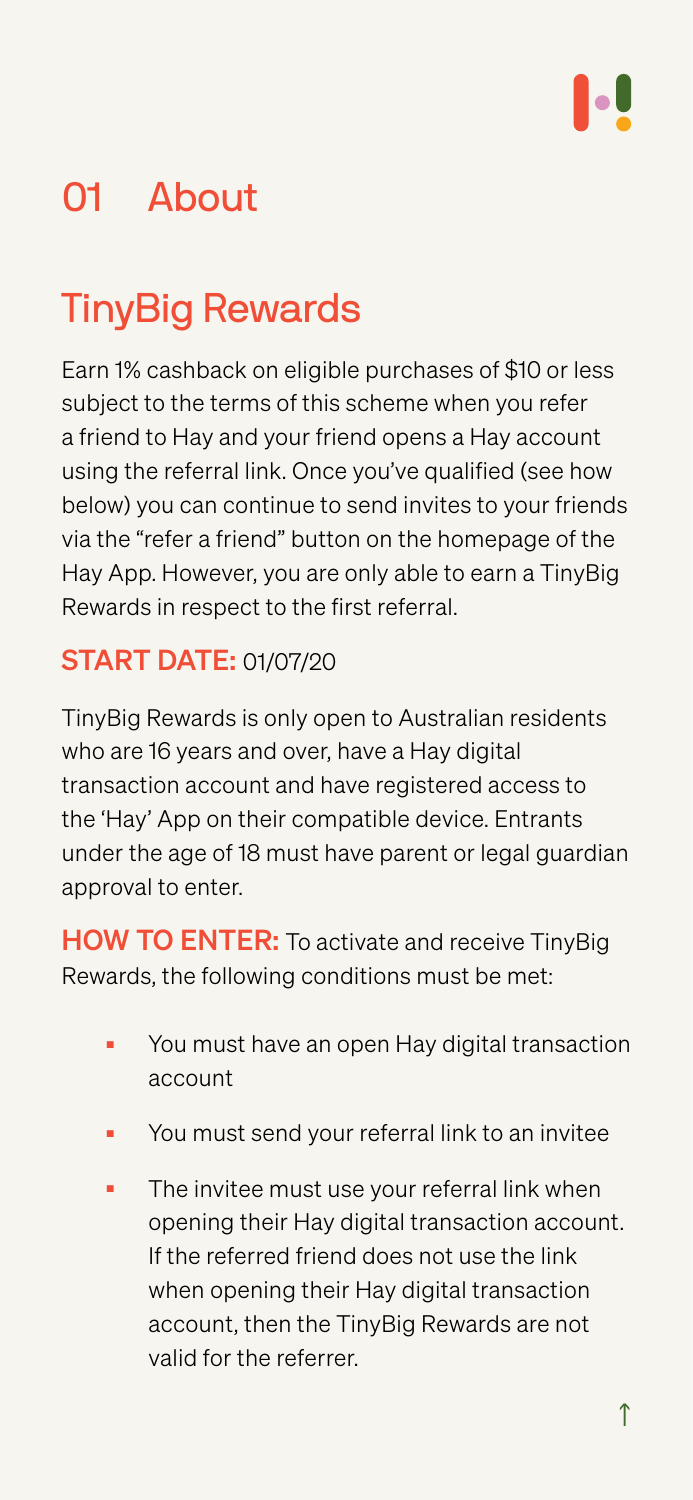# 01 About

## TinyBig Rewards

Earn 1% cashback on eligible purchases of $10 or less subject to the terms of this scheme when you refer a friend to Hay and your friend opens a Hay account using the referral link. Once you've qualified (see how below) you can continue to send invites to your friends via the "refer a friend" button on the homepage of the Hay App. However, you are only able to earn a TinyBig Rewards in respect to the first referral.

### START DATE: 01/07/20

TinyBig Rewards is only open to Australian residents who are 16 years and over, have a Hay digital transaction account and have registered access to the 'Hay' App on their compatible device. Entrants under the age of 18 must have parent or legal guardian approval to enter.

**HOW TO ENTER:** To activate and receive TinyBig Rewards, the following conditions must be met:

- You must have an open Hay digital transaction account
- You must send your referral link to an invitee
- The invitee must use your referral link when opening their Hay digital transaction account. If the referred friend does not use the link when opening their Hay digital transaction account, then the TinyBig Rewards are not valid for the referrer.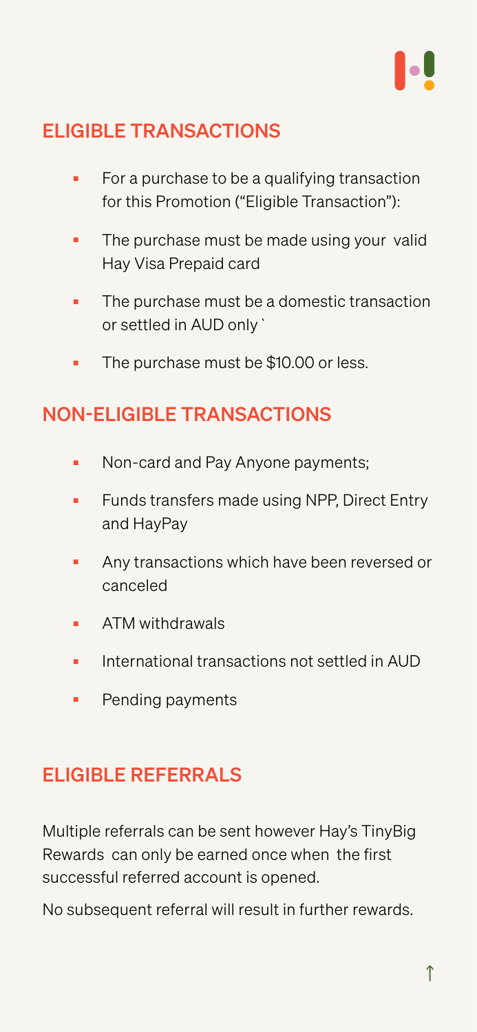## ELIGIBLE TRANSACTIONS

- For a purchase to be a qualifying transaction for this Promotion ("Eligible Transaction"):
- The purchase must be made using your valid Hay Visa Prepaid card
- The purchase must be a domestic transaction or settled in AUD only `
- The purchase must be $10.00 or less.

## NON-ELIGIBLE TRANSACTIONS

- Non-card and Pay Anyone payments;
- Funds transfers made using NPP, Direct Entry and HayPay
- Any transactions which have been reversed or canceled
- ATM withdrawals
- International transactions not settled in AUD
- Pending payments

## ELIGIBLE REFERRALS

Multiple referrals can be sent however Hay's TinyBig Rewards can only be earned once when the first successful referred account is opened.

No subsequent referral will result in further rewards.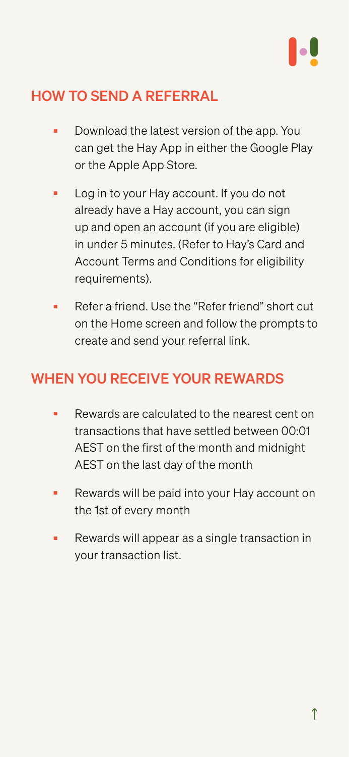## HOW TO SEND A REFERRAL

- Download the latest version of the app. You can get the Hay App in either the Google Play or the Apple App Store.
- Log in to your Hay account. If you do not already have a Hay account, you can sign up and open an account (if you are eligible) in under 5 minutes. (Refer to Hay's Card and Account Terms and Conditions for eligibility requirements).
- Refer a friend. Use the "Refer friend" short cut on the Home screen and follow the prompts to create and send your referral link.

## WHEN YOU RECEIVE YOUR REWARDS

- Rewards are calculated to the nearest cent on transactions that have settled between 00:01 AEST on the first of the month and midnight AEST on the last day of the month
- Rewards will be paid into your Hay account on the 1st of every month
- Rewards will appear as a single transaction in your transaction list.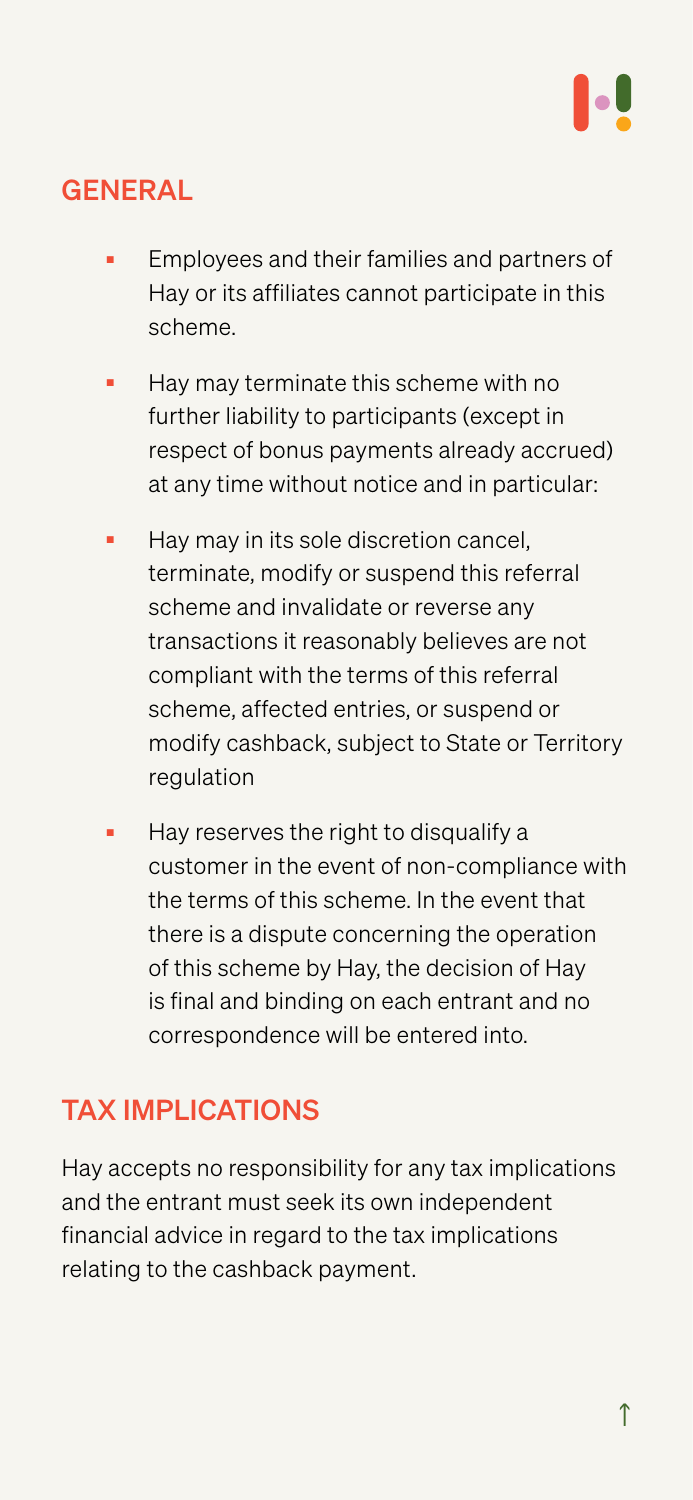## GENERAL

- Employees and their families and partners of Hay or its affiliates cannot participate in this scheme.
- Hay may terminate this scheme with no further liability to participants (except in respect of bonus payments already accrued) at any time without notice and in particular:
- Hay may in its sole discretion cancel, terminate, modify or suspend this referral scheme and invalidate or reverse any transactions it reasonably believes are not compliant with the terms of this referral scheme, affected entries, or suspend or modify cashback, subject to State or Territory regulation
- Hay reserves the right to disqualify a customer in the event of non-compliance with the terms of this scheme. In the event that there is a dispute concerning the operation of this scheme by Hay, the decision of Hay is final and binding on each entrant and no correspondence will be entered into.

## TAX IMPLICATIONS

Hay accepts no responsibility for any tax implications and the entrant must seek its own independent financial advice in regard to the tax implications relating to the cashback payment.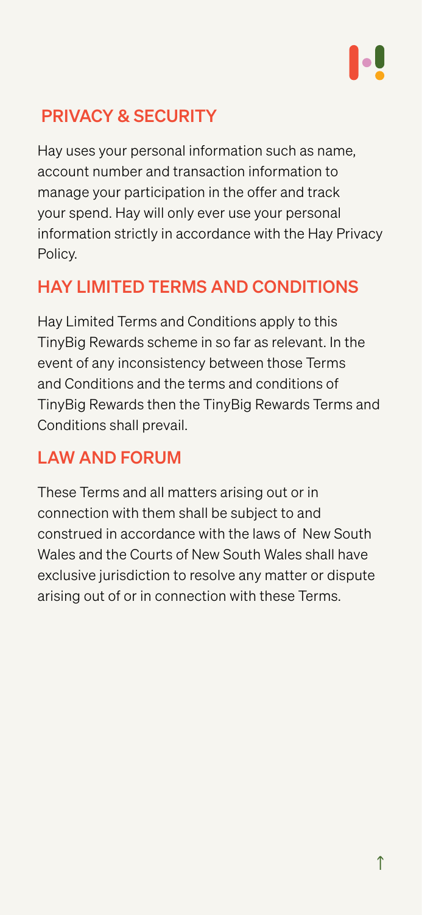## PRIVACY & SECURITY

Hay uses your personal information such as name, account number and transaction information to manage your participation in the offer and track your spend. Hay will only ever use your personal information strictly in accordance with the Hay Privacy Policy.

## HAY LIMITED TERMS AND CONDITIONS

Hay Limited Terms and Conditions apply to this TinyBig Rewards scheme in so far as relevant. In the event of any inconsistency between those Terms and Conditions and the terms and conditions of TinyBig Rewards then the TinyBig Rewards Terms and Conditions shall prevail.

## LAW AND FORUM

These Terms and all matters arising out or in connection with them shall be subject to and construed in accordance with the laws of New South Wales and the Courts of New South Wales shall have exclusive jurisdiction to resolve any matter or dispute arising out of or in connection with these Terms.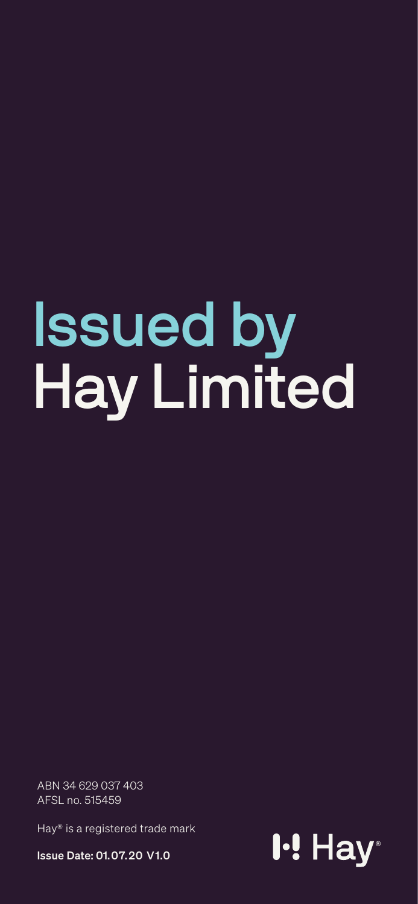# Issued by Hay Limited

ABN 34 629 037 403
AFSL no. 515459

Hay® is a registered trade mark

**Issue Date: 01.07.20 V1.0**

Hay®